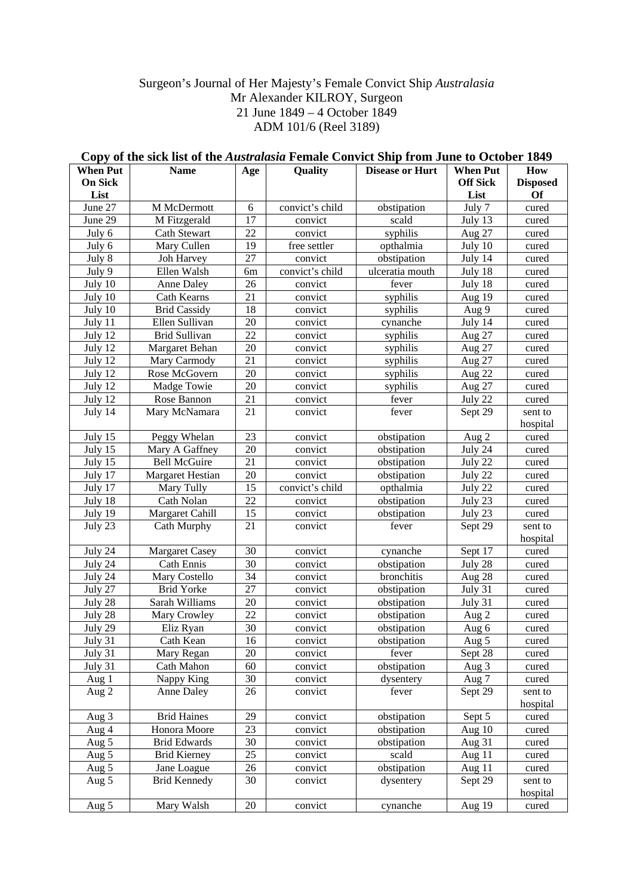Surgeon's Journal of Her Majesty's Female Convict Ship *Australasia*
Mr Alexander KILROY, Surgeon
21 June 1849 – 4 October 1849
ADM 101/6 (Reel 3189)

## Copy of the sick list of the *Australasia* Female Convict Ship from June to October 1849

| When Put On Sick List | Name | Age | Quality | Disease or Hurt | When Put Off Sick List | How Disposed Of |
|---|---|---|---|---|---|---|
| June 27 | M McDermott | 6 | convict's child | obstipation | July 7 | cured |
| June 29 | M Fitzgerald | 17 | convict | scald | July 13 | cured |
| July 6 | Cath Stewart | 22 | convict | syphilis | Aug 27 | cured |
| July 6 | Mary Cullen | 19 | free settler | opthalmia | July 10 | cured |
| July 8 | Joh Harvey | 27 | convict | obstipation | July 14 | cured |
| July 9 | Ellen Walsh | 6m | convict's child | ulceratia mouth | July 18 | cured |
| July 10 | Anne Daley | 26 | convict | fever | July 18 | cured |
| July 10 | Cath Kearns | 21 | convict | syphilis | Aug 19 | cured |
| July 10 | Brid Cassidy | 18 | convict | syphilis | Aug 9 | cured |
| July 11 | Ellen Sullivan | 20 | convict | cynanche | July 14 | cured |
| July 12 | Brid Sullivan | 22 | convict | syphilis | Aug 27 | cured |
| July 12 | Margaret Behan | 20 | convict | syphilis | Aug 27 | cured |
| July 12 | Mary Carmody | 21 | convict | syphilis | Aug 27 | cured |
| July 12 | Rose McGovern | 20 | convict | syphilis | Aug 22 | cured |
| July 12 | Madge Towie | 20 | convict | syphilis | Aug 27 | cured |
| July 12 | Rose Bannon | 21 | convict | fever | July 22 | cured |
| July 14 | Mary McNamara | 21 | convict | fever | Sept 29 | sent to hospital |
| July 15 | Peggy Whelan | 23 | convict | obstipation | Aug 2 | cured |
| July 15 | Mary A Gaffney | 20 | convict | obstipation | July 24 | cured |
| July 15 | Bell McGuire | 21 | convict | obstipation | July 22 | cured |
| July 17 | Margaret Hestian | 20 | convict | obstipation | July 22 | cured |
| July 17 | Mary Tully | 15 | convict's child | opthalmia | July 22 | cured |
| July 18 | Cath Nolan | 22 | convict | obstipation | July 23 | cured |
| July 19 | Margaret Cahill | 15 | convict | obstipation | July 23 | cured |
| July 23 | Cath Murphy | 21 | convict | fever | Sept 29 | sent to hospital |
| July 24 | Margaret Casey | 30 | convict | cynanche | Sept 17 | cured |
| July 24 | Cath Ennis | 30 | convict | obstipation | July 28 | cured |
| July 24 | Mary Costello | 34 | convict | bronchitis | Aug 28 | cured |
| July 27 | Brid Yorke | 27 | convict | obstipation | July 31 | cured |
| July 28 | Sarah Williams | 20 | convict | obstipation | July 31 | cured |
| July 28 | Mary Crowley | 22 | convict | obstipation | Aug 2 | cured |
| July 29 | Eliz Ryan | 30 | convict | obstipation | Aug 6 | cured |
| July 31 | Cath Kean | 16 | convict | obstipation | Aug 5 | cured |
| July 31 | Mary Regan | 20 | convict | fever | Sept 28 | cured |
| July 31 | Cath Mahon | 60 | convict | obstipation | Aug 3 | cured |
| Aug 1 | Nappy King | 30 | convict | dysentery | Aug 7 | cured |
| Aug 2 | Anne Daley | 26 | convict | fever | Sept 29 | sent to hospital |
| Aug 3 | Brid Haines | 29 | convict | obstipation | Sept 5 | cured |
| Aug 4 | Honora Moore | 23 | convict | obstipation | Aug 10 | cured |
| Aug 5 | Brid Edwards | 30 | convict | obstipation | Aug 31 | cured |
| Aug 5 | Brid Kierney | 25 | convict | scald | Aug 11 | cured |
| Aug 5 | Jane Loague | 26 | convict | obstipation | Aug 11 | cured |
| Aug 5 | Brid Kennedy | 30 | convict | dysentery | Sept 29 | sent to hospital |
| Aug 5 | Mary Walsh | 20 | convict | cynanche | Aug 19 | cured |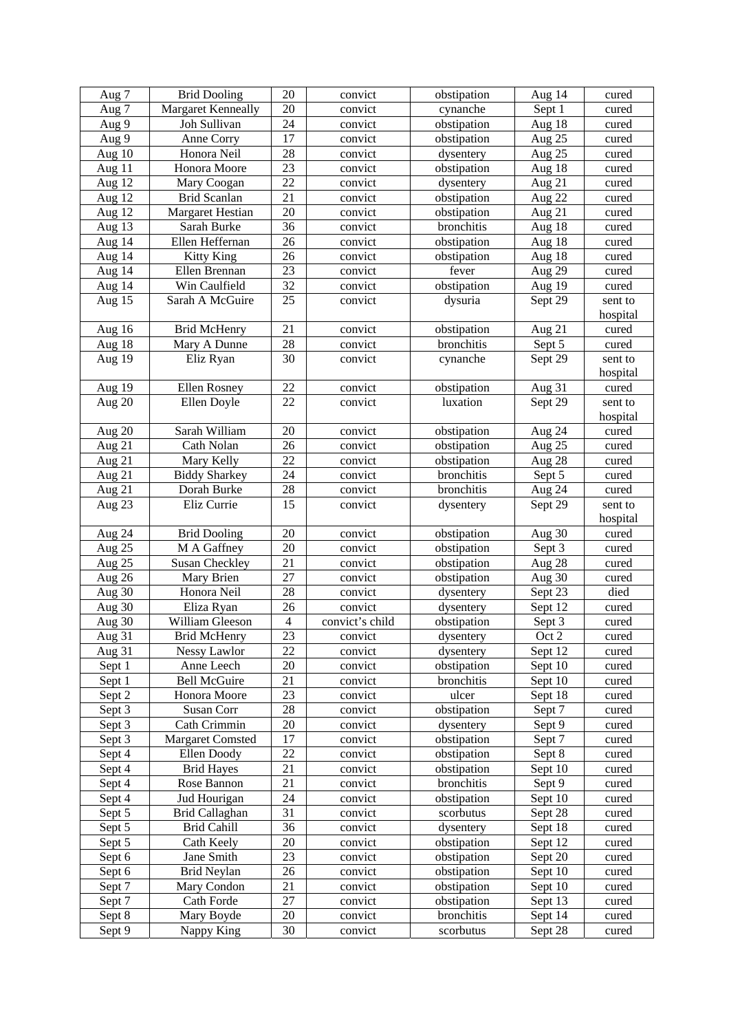| Aug 7 | Brid Dooling | 20 | convict | obstipation | Aug 14 | cured |
|---|---|---|---|---|---|---|
| Aug 7 | Margaret Kenneally | 20 | convict | cynanche | Sept 1 | cured |
| Aug 9 | Joh Sullivan | 24 | convict | obstipation | Aug 18 | cured |
| Aug 9 | Anne Corry | 17 | convict | obstipation | Aug 25 | cured |
| Aug 10 | Honora Neil | 28 | convict | dysentery | Aug 25 | cured |
| Aug 11 | Honora Moore | 23 | convict | obstipation | Aug 18 | cured |
| Aug 12 | Mary Coogan | 22 | convict | dysentery | Aug 21 | cured |
| Aug 12 | Brid Scanlan | 21 | convict | obstipation | Aug 22 | cured |
| Aug 12 | Margaret Hestian | 20 | convict | obstipation | Aug 21 | cured |
| Aug 13 | Sarah Burke | 36 | convict | bronchitis | Aug 18 | cured |
| Aug 14 | Ellen Heffernan | 26 | convict | obstipation | Aug 18 | cured |
| Aug 14 | Kitty King | 26 | convict | obstipation | Aug 18 | cured |
| Aug 14 | Ellen Brennan | 23 | convict | fever | Aug 29 | cured |
| Aug 14 | Win Caulfield | 32 | convict | obstipation | Aug 19 | cured |
| Aug 15 | Sarah A McGuire | 25 | convict | dysuria | Sept 29 | sent to hospital |
| Aug 16 | Brid McHenry | 21 | convict | obstipation | Aug 21 | cured |
| Aug 18 | Mary A Dunne | 28 | convict | bronchitis | Sept 5 | cured |
| Aug 19 | Eliz Ryan | 30 | convict | cynanche | Sept 29 | sent to hospital |
| Aug 19 | Ellen Rosney | 22 | convict | obstipation | Aug 31 | cured |
| Aug 20 | Ellen Doyle | 22 | convict | luxation | Sept 29 | sent to hospital |
| Aug 20 | Sarah William | 20 | convict | obstipation | Aug 24 | cured |
| Aug 21 | Cath Nolan | 26 | convict | obstipation | Aug 25 | cured |
| Aug 21 | Mary Kelly | 22 | convict | obstipation | Aug 28 | cured |
| Aug 21 | Biddy Sharkey | 24 | convict | bronchitis | Sept 5 | cured |
| Aug 21 | Dorah Burke | 28 | convict | bronchitis | Aug 24 | cured |
| Aug 23 | Eliz Currie | 15 | convict | dysentery | Sept 29 | sent to hospital |
| Aug 24 | Brid Dooling | 20 | convict | obstipation | Aug 30 | cured |
| Aug 25 | M A Gaffney | 20 | convict | obstipation | Sept 3 | cured |
| Aug 25 | Susan Checkley | 21 | convict | obstipation | Aug 28 | cured |
| Aug 26 | Mary Brien | 27 | convict | obstipation | Aug 30 | cured |
| Aug 30 | Honora Neil | 28 | convict | dysentery | Sept 23 | died |
| Aug 30 | Eliza Ryan | 26 | convict | dysentery | Sept 12 | cured |
| Aug 30 | William Gleeson | 4 | convict's child | obstipation | Sept 3 | cured |
| Aug 31 | Brid McHenry | 23 | convict | dysentery | Oct 2 | cured |
| Aug 31 | Nessy Lawlor | 22 | convict | dysentery | Sept 12 | cured |
| Sept 1 | Anne Leech | 20 | convict | obstipation | Sept 10 | cured |
| Sept 1 | Bell McGuire | 21 | convict | bronchitis | Sept 10 | cured |
| Sept 2 | Honora Moore | 23 | convict | ulcer | Sept 18 | cured |
| Sept 3 | Susan Corr | 28 | convict | obstipation | Sept 7 | cured |
| Sept 3 | Cath Crimmin | 20 | convict | dysentery | Sept 9 | cured |
| Sept 3 | Margaret Comsted | 17 | convict | obstipation | Sept 7 | cured |
| Sept 4 | Ellen Doody | 22 | convict | obstipation | Sept 8 | cured |
| Sept 4 | Brid Hayes | 21 | convict | obstipation | Sept 10 | cured |
| Sept 4 | Rose Bannon | 21 | convict | bronchitis | Sept 9 | cured |
| Sept 4 | Jud Hourigan | 24 | convict | obstipation | Sept 10 | cured |
| Sept 5 | Brid Callaghan | 31 | convict | scorbutus | Sept 28 | cured |
| Sept 5 | Brid Cahill | 36 | convict | dysentery | Sept 18 | cured |
| Sept 5 | Cath Keely | 20 | convict | obstipation | Sept 12 | cured |
| Sept 6 | Jane Smith | 23 | convict | obstipation | Sept 20 | cured |
| Sept 6 | Brid Neylan | 26 | convict | obstipation | Sept 10 | cured |
| Sept 7 | Mary Condon | 21 | convict | obstipation | Sept 10 | cured |
| Sept 7 | Cath Forde | 27 | convict | obstipation | Sept 13 | cured |
| Sept 8 | Mary Boyde | 20 | convict | bronchitis | Sept 14 | cured |
| Sept 9 | Nappy King | 30 | convict | scorbutus | Sept 28 | cured |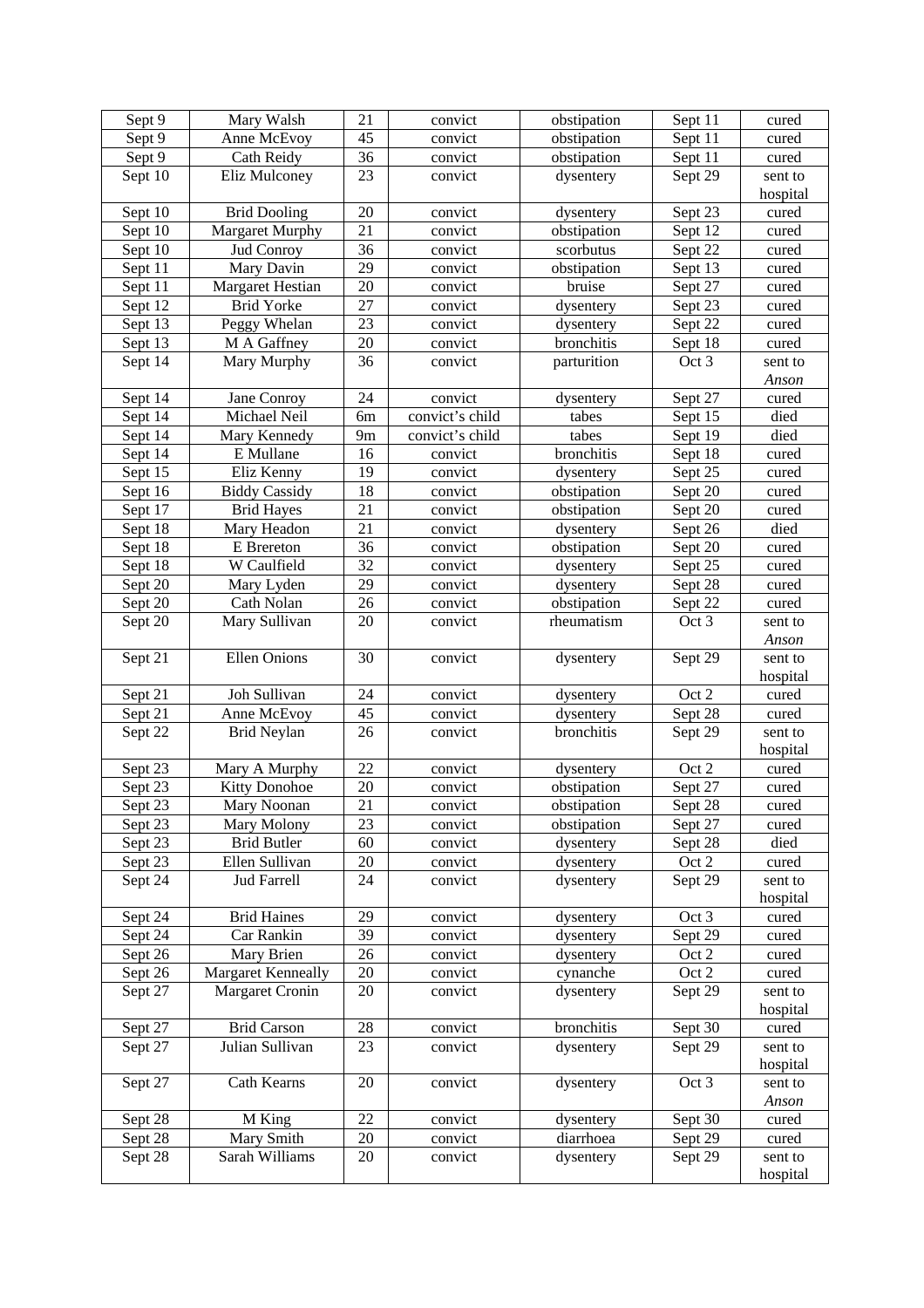| Sept 9 | Mary Walsh | 21 | convict | obstipation | Sept 11 | cured |
|---|---|---|---|---|---|---|
| Sept 9 | Anne McEvoy | 45 | convict | obstipation | Sept 11 | cured |
| Sept 9 | Cath Reidy | 36 | convict | obstipation | Sept 11 | cured |
| Sept 10 | Eliz Mulconey | 23 | convict | dysentery | Sept 29 | sent to hospital |
| Sept 10 | Brid Dooling | 20 | convict | dysentery | Sept 23 | cured |
| Sept 10 | Margaret Murphy | 21 | convict | obstipation | Sept 12 | cured |
| Sept 10 | Jud Conroy | 36 | convict | scorbutus | Sept 22 | cured |
| Sept 11 | Mary Davin | 29 | convict | obstipation | Sept 13 | cured |
| Sept 11 | Margaret Hestian | 20 | convict | bruise | Sept 27 | cured |
| Sept 12 | Brid Yorke | 27 | convict | dysentery | Sept 23 | cured |
| Sept 13 | Peggy Whelan | 23 | convict | dysentery | Sept 22 | cured |
| Sept 13 | M A Gaffney | 20 | convict | bronchitis | Sept 18 | cured |
| Sept 14 | Mary Murphy | 36 | convict | parturition | Oct 3 | sent to *Anson* |
| Sept 14 | Jane Conroy | 24 | convict | dysentery | Sept 27 | cured |
| Sept 14 | Michael Neil | 6m | convict's child | tabes | Sept 15 | died |
| Sept 14 | Mary Kennedy | 9m | convict's child | tabes | Sept 19 | died |
| Sept 14 | E Mullane | 16 | convict | bronchitis | Sept 18 | cured |
| Sept 15 | Eliz Kenny | 19 | convict | dysentery | Sept 25 | cured |
| Sept 16 | Biddy Cassidy | 18 | convict | obstipation | Sept 20 | cured |
| Sept 17 | Brid Hayes | 21 | convict | obstipation | Sept 20 | cured |
| Sept 18 | Mary Headon | 21 | convict | dysentery | Sept 26 | died |
| Sept 18 | E Brereton | 36 | convict | obstipation | Sept 20 | cured |
| Sept 18 | W Caulfield | 32 | convict | dysentery | Sept 25 | cured |
| Sept 20 | Mary Lyden | 29 | convict | dysentery | Sept 28 | cured |
| Sept 20 | Cath Nolan | 26 | convict | obstipation | Sept 22 | cured |
| Sept 20 | Mary Sullivan | 20 | convict | rheumatism | Oct 3 | sent to *Anson* |
| Sept 21 | Ellen Onions | 30 | convict | dysentery | Sept 29 | sent to hospital |
| Sept 21 | Joh Sullivan | 24 | convict | dysentery | Oct 2 | cured |
| Sept 21 | Anne McEvoy | 45 | convict | dysentery | Sept 28 | cured |
| Sept 22 | Brid Neylan | 26 | convict | bronchitis | Sept 29 | sent to hospital |
| Sept 23 | Mary A Murphy | 22 | convict | dysentery | Oct 2 | cured |
| Sept 23 | Kitty Donohoe | 20 | convict | obstipation | Sept 27 | cured |
| Sept 23 | Mary Noonan | 21 | convict | obstipation | Sept 28 | cured |
| Sept 23 | Mary Molony | 23 | convict | obstipation | Sept 27 | cured |
| Sept 23 | Brid Butler | 60 | convict | dysentery | Sept 28 | died |
| Sept 23 | Ellen Sullivan | 20 | convict | dysentery | Oct 2 | cured |
| Sept 24 | Jud Farrell | 24 | convict | dysentery | Sept 29 | sent to hospital |
| Sept 24 | Brid Haines | 29 | convict | dysentery | Oct 3 | cured |
| Sept 24 | Car Rankin | 39 | convict | dysentery | Sept 29 | cured |
| Sept 26 | Mary Brien | 26 | convict | dysentery | Oct 2 | cured |
| Sept 26 | Margaret Kenneally | 20 | convict | cynanche | Oct 2 | cured |
| Sept 27 | Margaret Cronin | 20 | convict | dysentery | Sept 29 | sent to hospital |
| Sept 27 | Brid Carson | 28 | convict | bronchitis | Sept 30 | cured |
| Sept 27 | Julian Sullivan | 23 | convict | dysentery | Sept 29 | sent to hospital |
| Sept 27 | Cath Kearns | 20 | convict | dysentery | Oct 3 | sent to *Anson* |
| Sept 28 | M King | 22 | convict | dysentery | Sept 30 | cured |
| Sept 28 | Mary Smith | 20 | convict | diarrhoea | Sept 29 | cured |
| Sept 28 | Sarah Williams | 20 | convict | dysentery | Sept 29 | sent to hospital |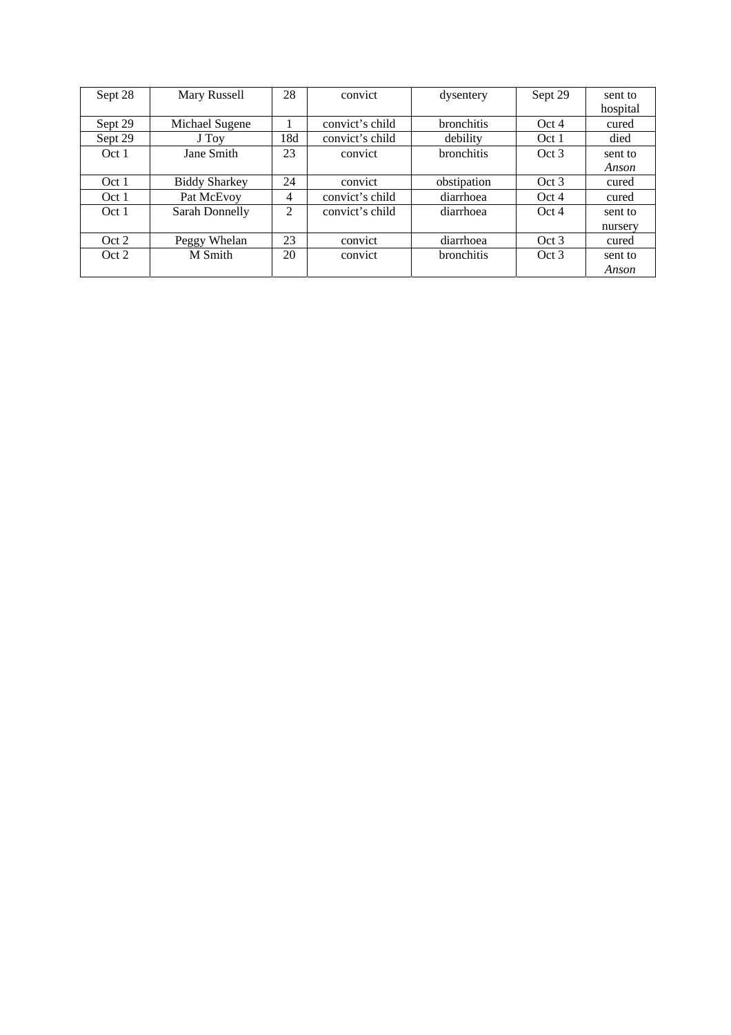| Sept 28 | Mary Russell | 28 | convict | dysentery | Sept 29 | sent to hospital |
|---|---|---|---|---|---|---|
| Sept 29 | Michael Sugene | 1 | convict's child | bronchitis | Oct 4 | cured |
| Sept 29 | J Toy | 18d | convict's child | debility | Oct 1 | died |
| Oct 1 | Jane Smith | 23 | convict | bronchitis | Oct 3 | sent to *Anson* |
| Oct 1 | Biddy Sharkey | 24 | convict | obstipation | Oct 3 | cured |
| Oct 1 | Pat McEvoy | 4 | convict's child | diarrhoea | Oct 4 | cured |
| Oct 1 | Sarah Donnelly | 2 | convict's child | diarrhoea | Oct 4 | sent to nursery |
| Oct 2 | Peggy Whelan | 23 | convict | diarrhoea | Oct 3 | cured |
| Oct 2 | M Smith | 20 | convict | bronchitis | Oct 3 | sent to *Anson* |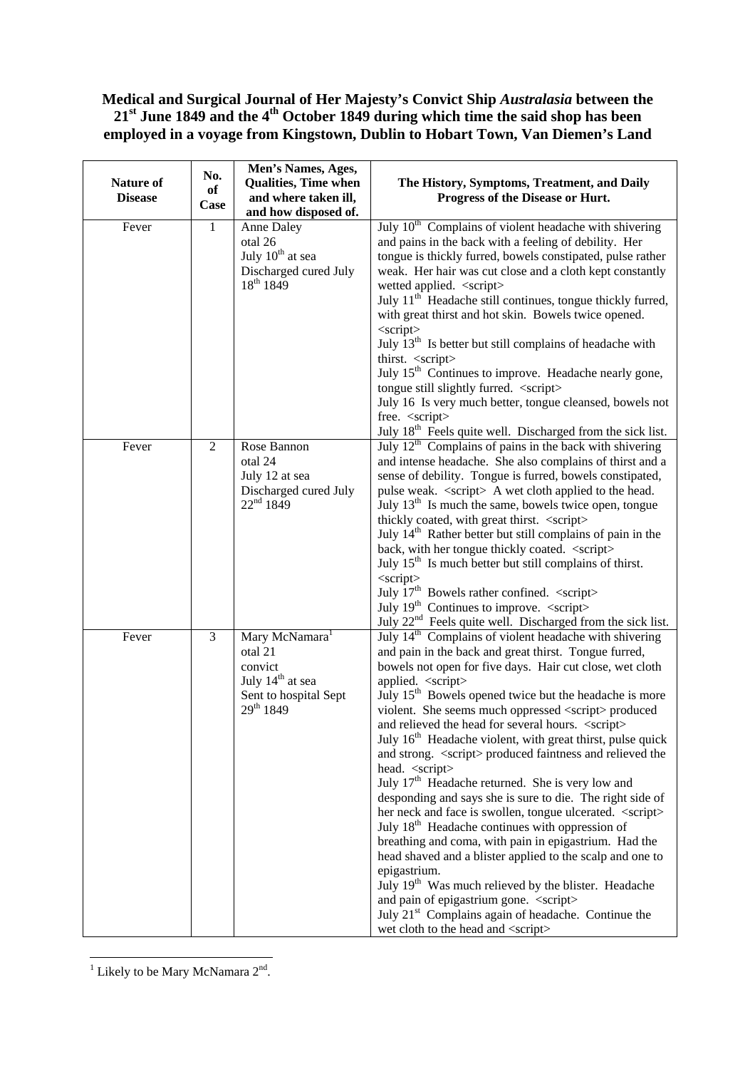**Medical and Surgical Journal of Her Majesty's Convict Ship *Australasia* between the 21st June 1849 and the 4th October 1849 during which time the said shop has been employed in a voyage from Kingstown, Dublin to Hobart Town, Van Diemen's Land**

| Nature of Disease | No. of Case | Men's Names, Ages, Qualities, Time when and where taken ill, and how disposed of. | The History, Symptoms, Treatment, and Daily Progress of the Disease or Hurt. |
|---|---|---|---|
| Fever | 1 | Anne Daley<br>otal 26<br>July 10th at sea<br>Discharged cured July 18th 1849 | July 10th Complains of violent headache with shivering and pains in the back with a feeling of debility. Her tongue is thickly furred, bowels constipated, pulse rather weak. Her hair was cut close and a cloth kept constantly wetted applied. <script><br>July 11th Headache still continues, tongue thickly furred, with great thirst and hot skin. Bowels twice opened. <script><br>July 13th Is better but still complains of headache with thirst. <script><br>July 15th Continues to improve. Headache nearly gone, tongue still slightly furred. <script><br>July 16 Is very much better, tongue cleansed, bowels not free. <script><br>July 18th Feels quite well. Discharged from the sick list. |
| Fever | 2 | Rose Bannon<br>otal 24<br>July 12 at sea<br>Discharged cured July 22nd 1849 | July 12th Complains of pains in the back with shivering and intense headache. She also complains of thirst and a sense of debility. Tongue is furred, bowels constipated, pulse weak. <script> A wet cloth applied to the head.<br>July 13th Is much the same, bowels twice open, tongue thickly coated, with great thirst. <script><br>July 14th Rather better but still complains of pain in the back, with her tongue thickly coated. <script><br>July 15th Is much better but still complains of thirst. <script><br>July 17th Bowels rather confined. <script><br>July 19th Continues to improve. <script><br>July 22nd Feels quite well. Discharged from the sick list. |
| Fever | 3 | Mary McNamara[1]<br>otal 21<br>convict<br>July 14th at sea<br>Sent to hospital Sept 29th 1849 | July 14th Complains of violent headache with shivering and pain in the back and great thirst. Tongue furred, bowels not open for five days. Hair cut close, wet cloth applied. <script><br>July 15th Bowels opened twice but the headache is more violent. She seems much oppressed <script> produced and relieved the head for several hours. <script><br>July 16th Headache violent, with great thirst, pulse quick and strong. <script> produced faintness and relieved the head. <script><br>July 17th Headache returned. She is very low and desponding and says she is sure to die. The right side of her neck and face is swollen, tongue ulcerated. <script><br>July 18th Headache continues with oppression of breathing and coma, with pain in epigastrium. Had the head shaved and a blister applied to the scalp and one to epigastrium.<br>July 19th Was much relieved by the blister. Headache and pain of epigastrium gone. <script><br>July 21st Complains again of headache. Continue the wet cloth to the head and <script> |

[1] Likely to be Mary McNamara 2nd.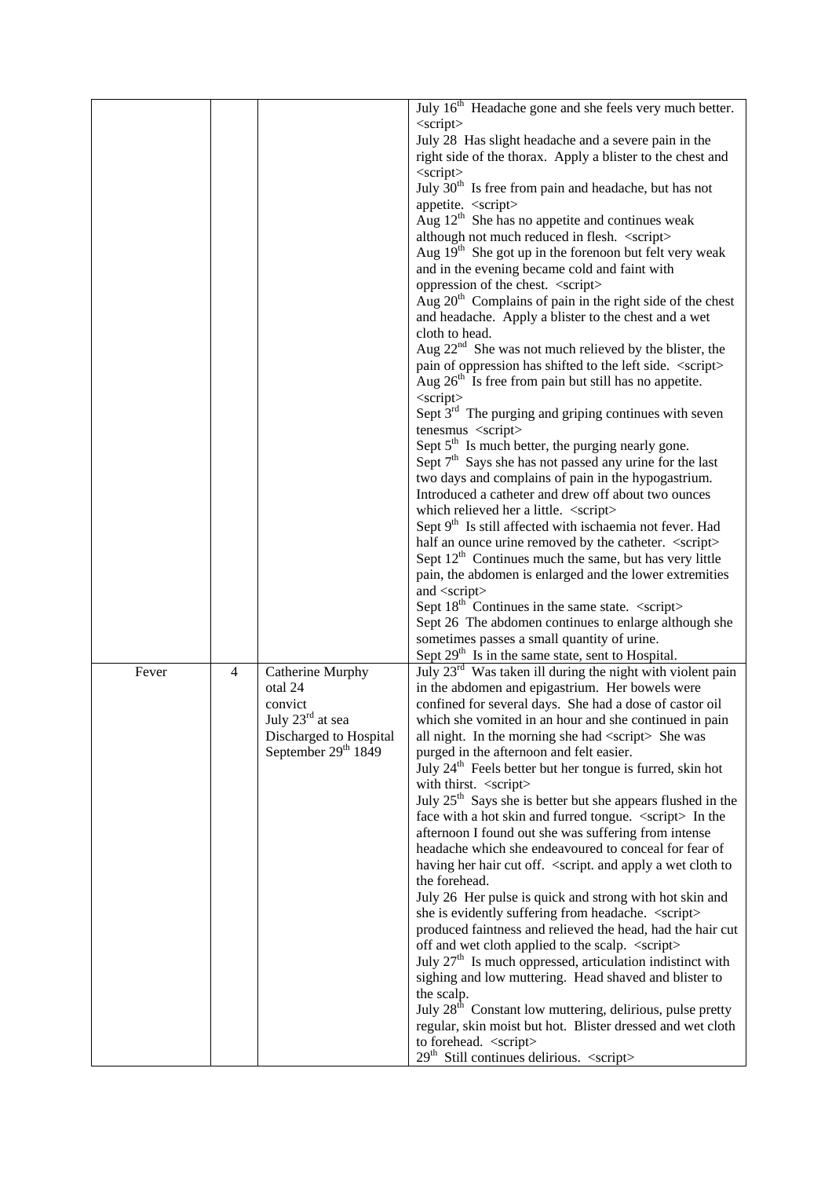| | | | |
|---|---|---|---|
| | | | July 16th Headache gone and she feels very much better. <script><br>July 28 Has slight headache and a severe pain in the right side of the thorax. Apply a blister to the chest and <script><br>July 30th Is free from pain and headache, but has not appetite. <script><br>Aug 12th She has no appetite and continues weak although not much reduced in flesh. <script><br>Aug 19th She got up in the forenoon but felt very weak and in the evening became cold and faint with oppression of the chest. <script><br>Aug 20th Complains of pain in the right side of the chest and headache. Apply a blister to the chest and a wet cloth to head.<br>Aug 22nd She was not much relieved by the blister, the pain of oppression has shifted to the left side. <script><br>Aug 26th Is free from pain but still has no appetite. <script><br>Sept 3rd The purging and griping continues with seven tenesmus <script><br>Sept 5th Is much better, the purging nearly gone.<br>Sept 7th Says she has not passed any urine for the last two days and complains of pain in the hypogastrium. Introduced a catheter and drew off about two ounces which relieved her a little. <script><br>Sept 9th Is still affected with ischaemia not fever. Had half an ounce urine removed by the catheter. <script><br>Sept 12th Continues much the same, but has very little pain, the abdomen is enlarged and the lower extremities and <script><br>Sept 18th Continues in the same state. <script><br>Sept 26 The abdomen continues to enlarge although she sometimes passes a small quantity of urine.<br>Sept 29th Is in the same state, sent to Hospital. |
| Fever | 4 | Catherine Murphy<br>otal 24<br>convict<br>July 23rd at sea<br>Discharged to Hospital<br>September 29th 1849 | July 23rd Was taken ill during the night with violent pain in the abdomen and epigastrium. Her bowels were confined for several days. She had a dose of castor oil which she vomited in an hour and she continued in pain all night. In the morning she had <script> She was purged in the afternoon and felt easier.<br>July 24th Feels better but her tongue is furred, skin hot with thirst. <script><br>July 25th Says she is better but she appears flushed in the face with a hot skin and furred tongue. <script> In the afternoon I found out she was suffering from intense headache which she endeavoured to conceal for fear of having her hair cut off. <script. and apply a wet cloth to the forehead.<br>July 26 Her pulse is quick and strong with hot skin and she is evidently suffering from headache. <script> produced faintness and relieved the head, had the hair cut off and wet cloth applied to the scalp. <script><br>July 27th Is much oppressed, articulation indistinct with sighing and low muttering. Head shaved and blister to the scalp.<br>July 28th Constant low muttering, delirious, pulse pretty regular, skin moist but hot. Blister dressed and wet cloth to forehead. <script><br>29th Still continues delirious. <script> |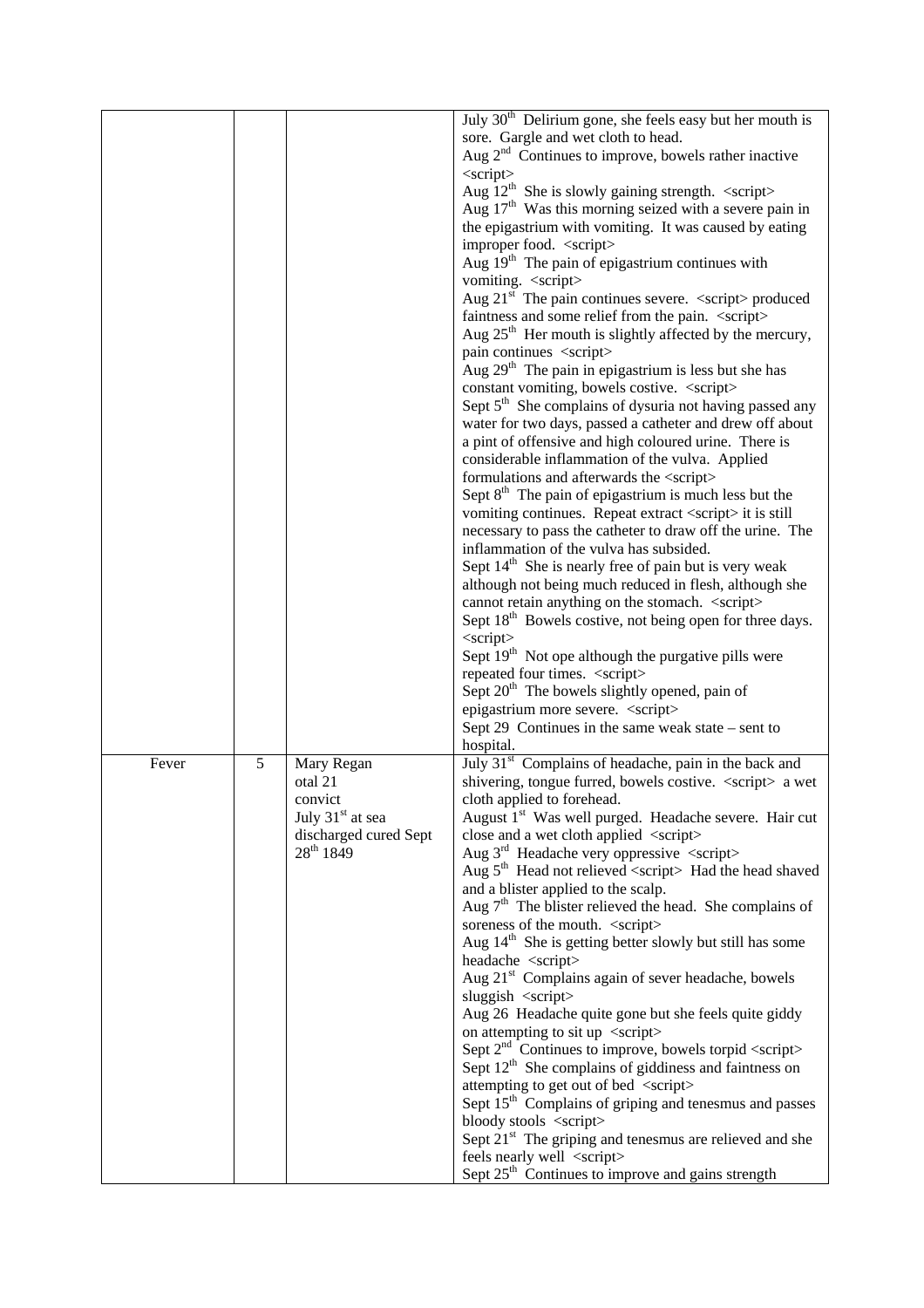|  |  |  | July 30th Delirium gone, she feels easy but her mouth is sore. Gargle and wet cloth to head.<br>Aug 2nd Continues to improve, bowels rather inactive <script><br>Aug 12th She is slowly gaining strength. <script><br>Aug 17th Was this morning seized with a severe pain in the epigastrium with vomiting. It was caused by eating improper food. <script><br>Aug 19th The pain of epigastrium continues with vomiting. <script><br>Aug 21st The pain continues severe. <script> produced faintness and some relief from the pain. <script><br>Aug 25th Her mouth is slightly affected by the mercury, pain continues <script><br>Aug 29th The pain in epigastrium is less but she has constant vomiting, bowels costive. <script><br>Sept 5th She complains of dysuria not having passed any water for two days, passed a catheter and drew off about a pint of offensive and high coloured urine. There is considerable inflammation of the vulva. Applied formulations and afterwards the <script><br>Sept 8th The pain of epigastrium is much less but the vomiting continues. Repeat extract <script> it is still necessary to pass the catheter to draw off the urine. The inflammation of the vulva has subsided.<br>Sept 14th She is nearly free of pain but is very weak although not being much reduced in flesh, although she cannot retain anything on the stomach. <script><br>Sept 18th Bowels costive, not being open for three days. <script><br>Sept 19th Not ope although the purgative pills were repeated four times. <script><br>Sept 20th The bowels slightly opened, pain of epigastrium more severe. <script><br>Sept 29 Continues in the same weak state – sent to hospital. |
|---|---|---|---|
| Fever | 5 | Mary Regan<br>otal 21<br>convict<br>July 31st at sea<br>discharged cured Sept 28th 1849 | July 31st Complains of headache, pain in the back and shivering, tongue furred, bowels costive. <script> a wet cloth applied to forehead.<br>August 1st Was well purged. Headache severe. Hair cut close and a wet cloth applied <script><br>Aug 3rd Headache very oppressive <script><br>Aug 5th Head not relieved <script> Had the head shaved and a blister applied to the scalp.<br>Aug 7th The blister relieved the head. She complains of soreness of the mouth. <script><br>Aug 14th She is getting better slowly but still has some headache <script><br>Aug 21st Complains again of sever headache, bowels sluggish <script><br>Aug 26 Headache quite gone but she feels quite giddy on attempting to sit up <script><br>Sept 2nd Continues to improve, bowels torpid <script><br>Sept 12th She complains of giddiness and faintness on attempting to get out of bed <script><br>Sept 15th Complains of griping and tenesmus and passes bloody stools <script><br>Sept 21st The griping and tenesmus are relieved and she feels nearly well <script><br>Sept 25th Continues to improve and gains strength |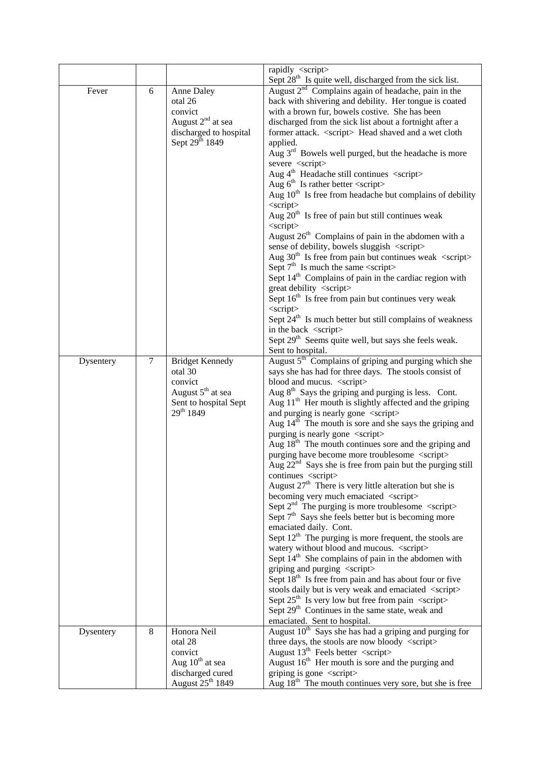| | | | |
|---|---|---|---|
| | | | rapidly <script><br>Sept 28th Is quite well, discharged from the sick list. |
| Fever | 6 | Anne Daley<br>otal 26<br>convict<br>August 2nd at sea<br>discharged to hospital<br>Sept 29th 1849 | August 2nd Complains again of headache, pain in the back with shivering and debility. Her tongue is coated with a brown fur, bowels costive. She has been discharged from the sick list about a fortnight after a former attack. <script> Head shaved and a wet cloth applied.<br>Aug 3rd Bowels well purged, but the headache is more severe <script><br>Aug 4th Headache still continues <script><br>Aug 6th Is rather better <script><br>Aug 10th Is free from headache but complains of debility <script><br>Aug 20th Is free of pain but still continues weak <script><br>August 26th Complains of pain in the abdomen with a sense of debility, bowels sluggish <script><br>Aug 30th Is free from pain but continues weak <script><br>Sept 7th Is much the same <script><br>Sept 14th Complains of pain in the cardiac region with great debility <script><br>Sept 16th Is free from pain but continues very weak <script><br>Sept 24th Is much better but still complains of weakness in the back <script><br>Sept 29th Seems quite well, but says she feels weak. Sent to hospital. |
| Dysentery | 7 | Bridget Kennedy<br>otal 30<br>convict<br>August 5th at sea<br>Sent to hospital Sept 29th 1849 | August 5th Complains of griping and purging which she says she has had for three days. The stools consist of blood and mucus. <script><br>Aug 8th Says the griping and purging is less. Cont.<br>Aug 11th Her mouth is slightly affected and the griping and purging is nearly gone <script><br>Aug 14th The mouth is sore and she says the griping and purging is nearly gone <script><br>Aug 18th The mouth continues sore and the griping and purging have become more troublesome <script><br>Aug 22nd Says she is free from pain but the purging still continues <script><br>August 27th There is very little alteration but she is becoming very much emaciated <script><br>Sept 2nd The purging is more troublesome <script><br>Sept 7th Says she feels better but is becoming more emaciated daily. Cont.<br>Sept 12th The purging is more frequent, the stools are watery without blood and mucous. <script><br>Sept 14th She complains of pain in the abdomen with griping and purging <script><br>Sept 18th Is free from pain and has about four or five stools daily but is very weak and emaciated <script><br>Sept 25th Is very low but free from pain <script><br>Sept 29th Continues in the same state, weak and emaciated. Sent to hospital. |
| Dysentery | 8 | Honora Neil<br>otal 28<br>convict<br>Aug 10th at sea<br>discharged cured<br>August 25th 1849 | August 10th Says she has had a griping and purging for three days, the stools are now bloody <script><br>August 13th Feels better <script><br>August 16th Her mouth is sore and the purging and griping is gone <script><br>Aug 18th The mouth continues very sore, but she is free |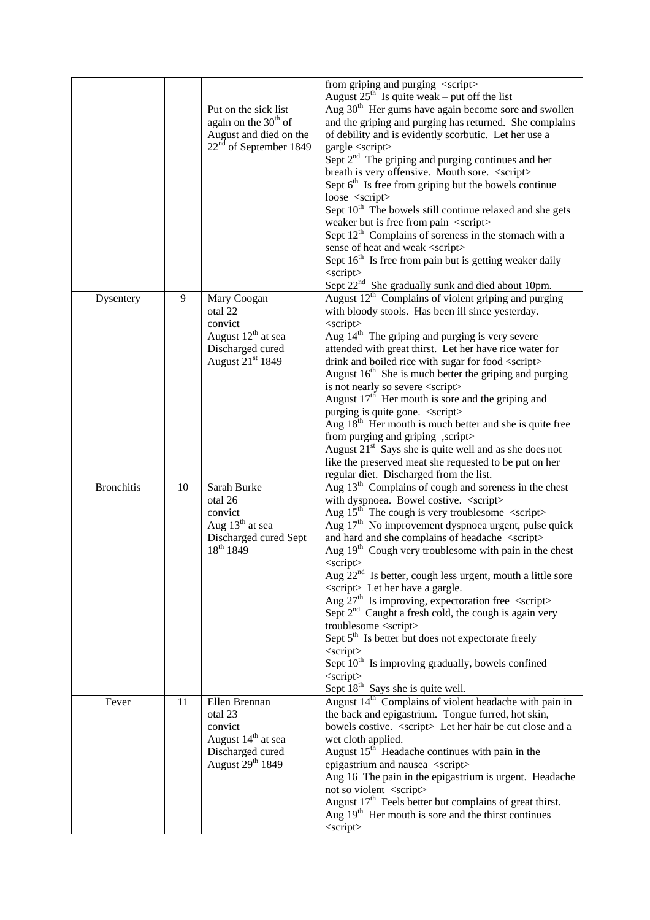| | | | |
|---|---|---|---|
| | | Put on the sick list again on the 30th of August and died on the 22nd of September 1849 | from griping and purging <script> August 25th Is quite weak – put off the list Aug 30th Her gums have again become sore and swollen and the griping and purging has returned. She complains of debility and is evidently scorbutic. Let her use a gargle <script> Sept 2nd The griping and purging continues and her breath is very offensive. Mouth sore. <script> Sept 6th Is free from griping but the bowels continue loose <script> Sept 10th The bowels still continue relaxed and she gets weaker but is free from pain <script> Sept 12th Complains of soreness in the stomach with a sense of heat and weak <script> Sept 16th Is free from pain but is getting weaker daily <script> Sept 22nd She gradually sunk and died about 10pm. |
| Dysentery | 9 | Mary Coogan otal 22 convict August 12th at sea Discharged cured August 21st 1849 | August 12th Complains of violent griping and purging with bloody stools. Has been ill since yesterday. <script> Aug 14th The griping and purging is very severe attended with great thirst. Let her have rice water for drink and boiled rice with sugar for food <script> August 16th She is much better the griping and purging is not nearly so severe <script> August 17th Her mouth is sore and the griping and purging is quite gone. <script> Aug 18th Her mouth is much better and she is quite free from purging and griping ,script> August 21st Says she is quite well and as she does not like the preserved meat she requested to be put on her regular diet. Discharged from the list. |
| Bronchitis | 10 | Sarah Burke otal 26 convict Aug 13th at sea Discharged cured Sept 18th 1849 | Aug 13th Complains of cough and soreness in the chest with dyspnoea. Bowel costive. <script> Aug 15th The cough is very troublesome <script> Aug 17th No improvement dyspnoea urgent, pulse quick and hard and she complains of headache <script> Aug 19th Cough very troublesome with pain in the chest <script> Aug 22nd Is better, cough less urgent, mouth a little sore <script> Let her have a gargle. Aug 27th Is improving, expectoration free <script> Sept 2nd Caught a fresh cold, the cough is again very troublesome <script> Sept 5th Is better but does not expectorate freely <script> Sept 10th Is improving gradually, bowels confined <script> Sept 18th Says she is quite well. |
| Fever | 11 | Ellen Brennan otal 23 convict August 14th at sea Discharged cured August 29th 1849 | August 14th Complains of violent headache with pain in the back and epigastrium. Tongue furred, hot skin, bowels costive. <script> Let her hair be cut close and a wet cloth applied. August 15th Headache continues with pain in the epigastrium and nausea <script> Aug 16 The pain in the epigastrium is urgent. Headache not so violent <script> August 17th Feels better but complains of great thirst. Aug 19th Her mouth is sore and the thirst continues <script> |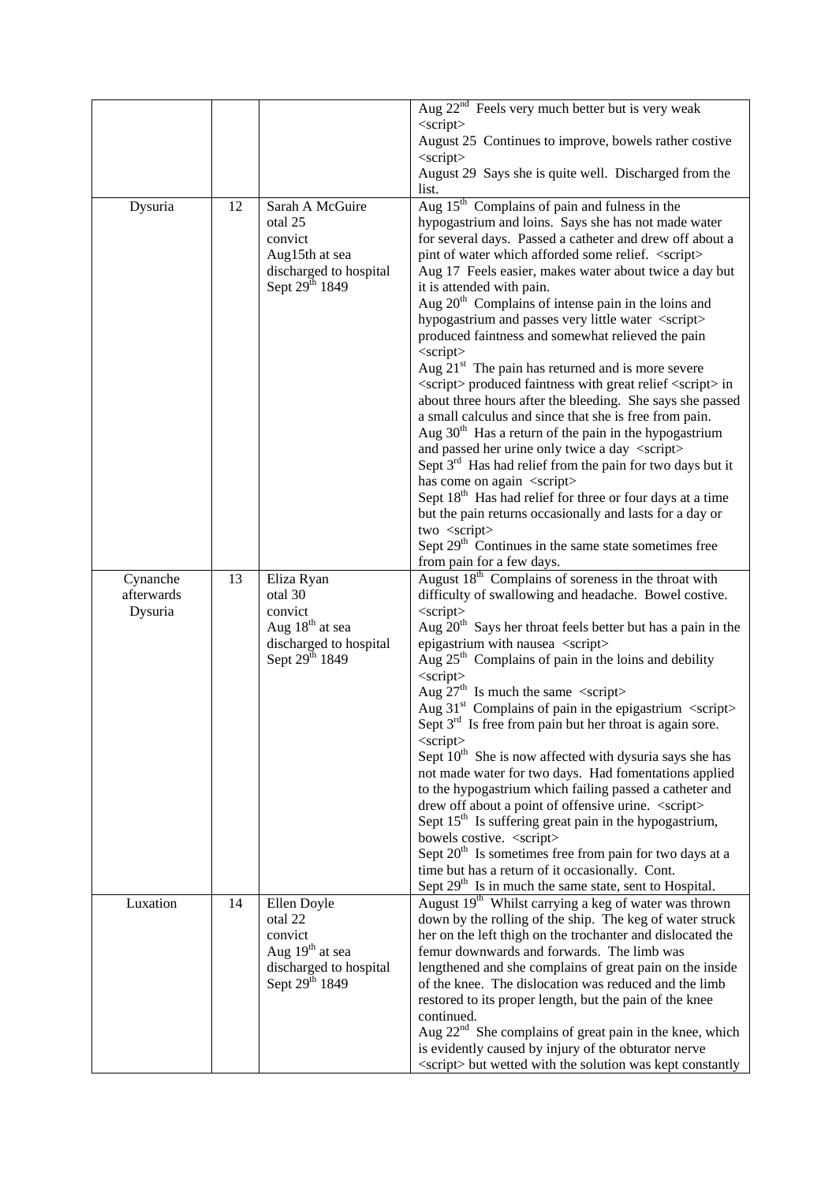| | | | |
|---|---|---|---|
| | | | Aug 22nd Feels very much better but is very weak <script> August 25 Continues to improve, bowels rather costive <script> August 29 Says she is quite well. Discharged from the list. |
| Dysuria | 12 | Sarah A McGuire otal 25 convict Aug15th at sea discharged to hospital Sept 29th 1849 | Aug 15th Complains of pain and fulness in the hypogastrium and loins. Says she has not made water for several days. Passed a catheter and drew off about a pint of water which afforded some relief. <script> Aug 17 Feels easier, makes water about twice a day but it is attended with pain. Aug 20th Complains of intense pain in the loins and hypogastrium and passes very little water <script> produced faintness and somewhat relieved the pain <script> Aug 21st The pain has returned and is more severe <script> produced faintness with great relief <script> in about three hours after the bleeding. She says she passed a small calculus and since that she is free from pain. Aug 30th Has a return of the pain in the hypogastrium and passed her urine only twice a day <script> Sept 3rd Has had relief from the pain for two days but it has come on again <script> Sept 18th Has had relief for three or four days at a time but the pain returns occasionally and lasts for a day or two <script> Sept 29th Continues in the same state sometimes free from pain for a few days. |
| Cynanche afterwards Dysuria | 13 | Eliza Ryan otal 30 convict Aug 18th at sea discharged to hospital Sept 29th 1849 | August 18th Complains of soreness in the throat with difficulty of swallowing and headache. Bowel costive. <script> Aug 20th Says her throat feels better but has a pain in the epigastrium with nausea <script> Aug 25th Complains of pain in the loins and debility <script> Aug 27th Is much the same <script> Aug 31st Complains of pain in the epigastrium <script> Sept 3rd Is free from pain but her throat is again sore. <script> Sept 10th She is now affected with dysuria says she has not made water for two days. Had fomentations applied to the hypogastrium which failing passed a catheter and drew off about a point of offensive urine. <script> Sept 15th Is suffering great pain in the hypogastrium, bowels costive. <script> Sept 20th Is sometimes free from pain for two days at a time but has a return of it occasionally. Cont. Sept 29th Is in much the same state, sent to Hospital. |
| Luxation | 14 | Ellen Doyle otal 22 convict Aug 19th at sea discharged to hospital Sept 29th 1849 | August 19th Whilst carrying a keg of water was thrown down by the rolling of the ship. The keg of water struck her on the left thigh on the trochanter and dislocated the femur downwards and forwards. The limb was lengthened and she complains of great pain on the inside of the knee. The dislocation was reduced and the limb restored to its proper length, but the pain of the knee continued. Aug 22nd She complains of great pain in the knee, which is evidently caused by injury of the obturator nerve <script> but wetted with the solution was kept constantly |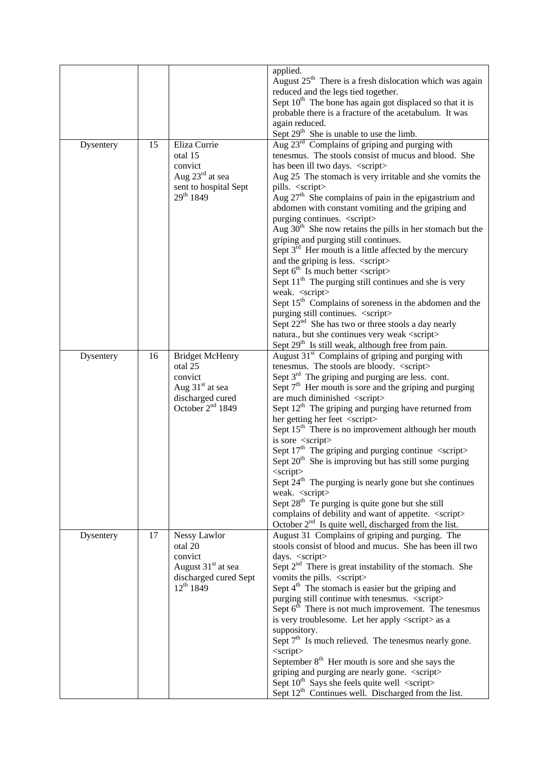| | | | |
|---|---|---|---|
| | | | applied.<br>August 25th There is a fresh dislocation which was again reduced and the legs tied together.<br>Sept 10th The bone has again got displaced so that it is probable there is a fracture of the acetabulum. It was again reduced.<br>Sept 29th She is unable to use the limb. |
| Dysentery | 15 | Eliza Currie<br>otal 15<br>convict<br>Aug 23rd at sea<br>sent to hospital Sept 29th 1849 | Aug 23rd Complains of griping and purging with tenesmus. The stools consist of mucus and blood. She has been ill two days. <script><br>Aug 25 The stomach is very irritable and she vomits the pills. <script><br>Aug 27th She complains of pain in the epigastrium and abdomen with constant vomiting and the griping and purging continues. <script><br>Aug 30th She now retains the pills in her stomach but the griping and purging still continues.<br>Sept 3rd Her mouth is a little affected by the mercury and the griping is less. <script><br>Sept 6th Is much better <script><br>Sept 11th The purging still continues and she is very weak. <script><br>Sept 15th Complains of soreness in the abdomen and the purging still continues. <script><br>Sept 22nd She has two or three stools a day nearly natura., but she continues very weak <script><br>Sept 29th Is still weak, although free from pain. |
| Dysentery | 16 | Bridget McHenry<br>otal 25<br>convict<br>Aug 31st at sea<br>discharged cured October 2nd 1849 | August 31st Complains of griping and purging with tenesmus. The stools are bloody. <script><br>Sept 3rd The griping and purging are less. cont.<br>Sept 7th Her mouth is sore and the griping and purging are much diminished <script><br>Sept 12th The griping and purging have returned from her getting her feet <script><br>Sept 15th There is no improvement although her mouth is sore <script><br>Sept 17th The griping and purging continue <script><br>Sept 20th She is improving but has still some purging <script><br>Sept 24th The purging is nearly gone but she continues weak. <script><br>Sept 28th Te purging is quite gone but she still complains of debility and want of appetite. <script><br>October 2nd Is quite well, discharged from the list. |
| Dysentery | 17 | Nessy Lawlor<br>otal 20<br>convict<br>August 31st at sea<br>discharged cured Sept 12th 1849 | August 31 Complains of griping and purging. The stools consist of blood and mucus. She has been ill two days. <script><br>Sept 2nd There is great instability of the stomach. She vomits the pills. <script><br>Sept 4th The stomach is easier but the griping and purging still continue with tenesmus. <script><br>Sept 6th There is not much improvement. The tenesmus is very troublesome. Let her apply <script> as a suppository.<br>Sept 7th Is much relieved. The tenesmus nearly gone. <script><br>September 8th Her mouth is sore and she says the griping and purging are nearly gone. <script><br>Sept 10th Says she feels quite well <script><br>Sept 12th Continues well. Discharged from the list. |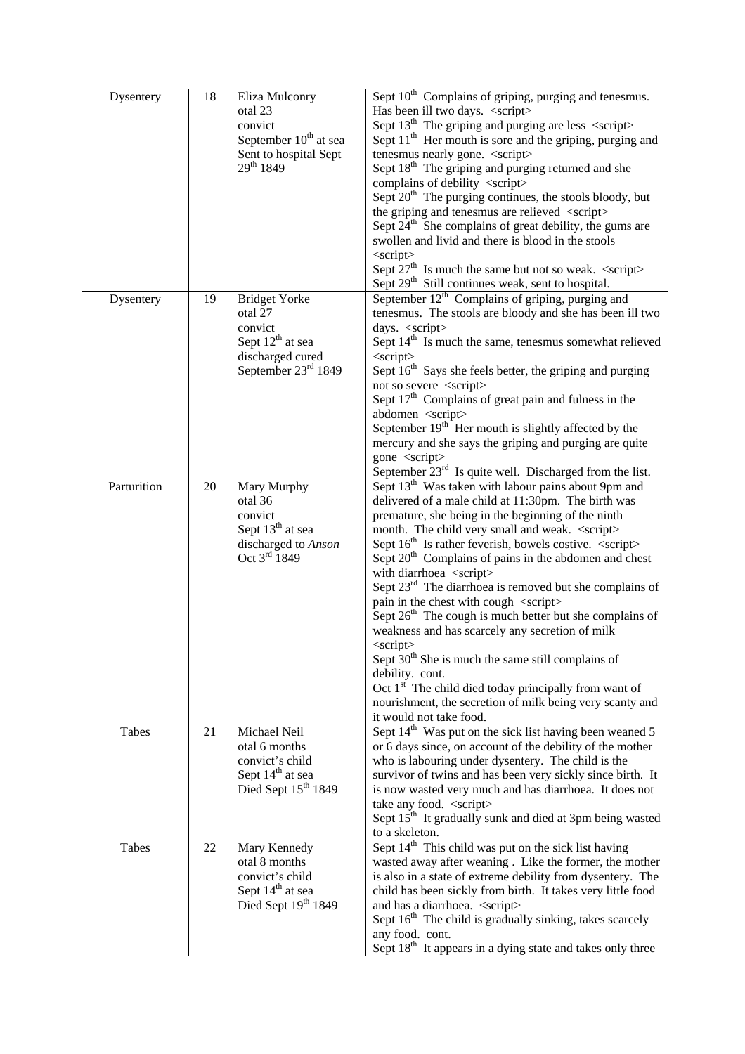| | | | |
|---|---|---|---|
| Dysentery | 18 | Eliza Mulconry<br>otal 23<br>convict<br>September 10th at sea<br>Sent to hospital Sept 29th 1849 | Sept 10th Complains of griping, purging and tenesmus. Has been ill two days. <script><br>Sept 13th The griping and purging are less <script><br>Sept 11th Her mouth is sore and the griping, purging and tenesmus nearly gone. <script><br>Sept 18th The griping and purging returned and she complains of debility <script><br>Sept 20th The purging continues, the stools bloody, but the griping and tenesmus are relieved <script><br>Sept 24th She complains of great debility, the gums are swollen and livid and there is blood in the stools <script><br>Sept 27th Is much the same but not so weak. <script><br>Sept 29th Still continues weak, sent to hospital. |
| Dysentery | 19 | Bridget Yorke<br>otal 27<br>convict<br>Sept 12th at sea<br>discharged cured<br>September 23rd 1849 | September 12th Complains of griping, purging and tenesmus. The stools are bloody and she has been ill two days. <script><br>Sept 14th Is much the same, tenesmus somewhat relieved <script><br>Sept 16th Says she feels better, the griping and purging not so severe <script><br>Sept 17th Complains of great pain and fulness in the abdomen <script><br>September 19th Her mouth is slightly affected by the mercury and she says the griping and purging are quite gone <script><br>September 23rd Is quite well. Discharged from the list. |
| Parturition | 20 | Mary Murphy<br>otal 36<br>convict<br>Sept 13th at sea<br>discharged to *Anson*<br>Oct 3rd 1849 | Sept 13th Was taken with labour pains about 9pm and delivered of a male child at 11:30pm. The birth was premature, she being in the beginning of the ninth month. The child very small and weak. <script><br>Sept 16th Is rather feverish, bowels costive. <script><br>Sept 20th Complains of pains in the abdomen and chest with diarrhoea <script><br>Sept 23rd The diarrhoea is removed but she complains of pain in the chest with cough <script><br>Sept 26th The cough is much better but she complains of weakness and has scarcely any secretion of milk <script><br>Sept 30th She is much the same still complains of debility. cont.<br>Oct 1st The child died today principally from want of nourishment, the secretion of milk being very scanty and it would not take food. |
| Tabes | 21 | Michael Neil<br>otal 6 months<br>convict's child<br>Sept 14th at sea<br>Died Sept 15th 1849 | Sept 14th Was put on the sick list having been weaned 5 or 6 days since, on account of the debility of the mother who is labouring under dysentery. The child is the survivor of twins and has been very sickly since birth. It is now wasted very much and has diarrhoea. It does not take any food. <script><br>Sept 15th It gradually sunk and died at 3pm being wasted to a skeleton. |
| Tabes | 22 | Mary Kennedy<br>otal 8 months<br>convict's child<br>Sept 14th at sea<br>Died Sept 19th 1849 | Sept 14th This child was put on the sick list having wasted away after weaning . Like the former, the mother is also in a state of extreme debility from dysentery. The child has been sickly from birth. It takes very little food and has a diarrhoea. <script><br>Sept 16th The child is gradually sinking, takes scarcely any food. cont.<br>Sept 18th It appears in a dying state and takes only three |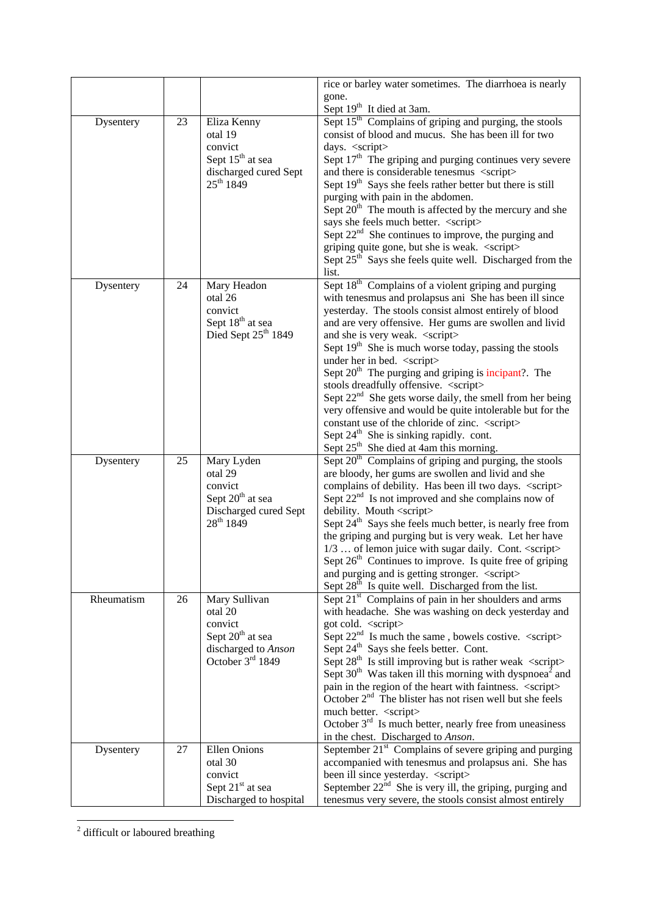| | | | |
|---|---|---|---|
| | | | rice or barley water sometimes. The diarrhoea is nearly gone.<br>Sept 19th It died at 3am. |
| Dysentery | 23 | Eliza Kenny<br>otal 19<br>convict<br>Sept 15th at sea<br>discharged cured Sept 25th 1849 | Sept 15th Complains of griping and purging, the stools consist of blood and mucus. She has been ill for two days. <script><br>Sept 17th The griping and purging continues very severe and there is considerable tenesmus <script><br>Sept 19th Says she feels rather better but there is still purging with pain in the abdomen.<br>Sept 20th The mouth is affected by the mercury and she says she feels much better. <script><br>Sept 22nd She continues to improve, the purging and griping quite gone, but she is weak. <script><br>Sept 25th Says she feels quite well. Discharged from the list. |
| Dysentery | 24 | Mary Headon<br>otal 26<br>convict<br>Sept 18th at sea<br>Died Sept 25th 1849 | Sept 18th Complains of a violent griping and purging with tenesmus and prolapsus ani She has been ill since yesterday. The stools consist almost entirely of blood and are very offensive. Her gums are swollen and livid and she is very weak. <script><br>Sept 19th She is much worse today, passing the stools under her in bed. <script><br>Sept 20th The purging and griping is incipant?. The stools dreadfully offensive. <script><br>Sept 22nd She gets worse daily, the smell from her being very offensive and would be quite intolerable but for the constant use of the chloride of zinc. <script><br>Sept 24th She is sinking rapidly. cont.<br>Sept 25th She died at 4am this morning. |
| Dysentery | 25 | Mary Lyden<br>otal 29<br>convict<br>Sept 20th at sea<br>Discharged cured Sept 28th 1849 | Sept 20th Complains of griping and purging, the stools are bloody, her gums are swollen and livid and she complains of debility. Has been ill two days. <script><br>Sept 22nd Is not improved and she complains now of debility. Mouth <script><br>Sept 24th Says she feels much better, is nearly free from the griping and purging but is very weak. Let her have 1/3 … of lemon juice with sugar daily. Cont. <script><br>Sept 26th Continues to improve. Is quite free of griping and purging and is getting stronger. <script><br>Sept 28th Is quite well. Discharged from the list. |
| Rheumatism | 26 | Mary Sullivan<br>otal 20<br>convict<br>Sept 20th at sea<br>discharged to *Anson* October 3rd 1849 | Sept 21st Complains of pain in her shoulders and arms with headache. She was washing on deck yesterday and got cold. <script><br>Sept 22nd Is much the same , bowels costive. <script><br>Sept 24th Says she feels better. Cont.<br>Sept 28th Is still improving but is rather weak <script><br>Sept 30th Was taken ill this morning with dyspnoea[2] and pain in the region of the heart with faintness. <script><br>October 2nd The blister has not risen well but she feels much better. <script><br>October 3rd Is much better, nearly free from uneasiness in the chest. Discharged to *Anson*. |
| Dysentery | 27 | Ellen Onions<br>otal 30<br>convict<br>Sept 21st at sea<br>Discharged to hospital | September 21st Complains of severe griping and purging accompanied with tenesmus and prolapsus ani. She has been ill since yesterday. <script><br>September 22nd She is very ill, the griping, purging and tenesmus very severe, the stools consist almost entirely |

[2] difficult or laboured breathing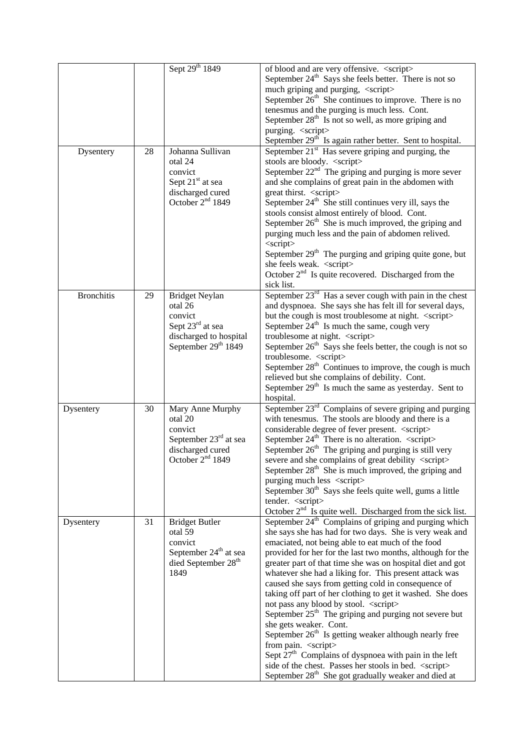| | | | |
|---|---|---|---|
| | | Sept 29th 1849 | of blood and are very offensive. <script><br>September 24th Says she feels better. There is not so much griping and purging, <script><br>September 26th She continues to improve. There is no tenesmus and the purging is much less. Cont.<br>September 28th Is not so well, as more griping and purging. <script><br>September 29th Is again rather better. Sent to hospital. |
| Dysentery | 28 | Johanna Sullivan<br>otal 24<br>convict<br>Sept 21st at sea<br>discharged cured<br>October 2nd 1849 | September 21st Has severe griping and purging, the stools are bloody. <script><br>September 22nd The griping and purging is more sever and she complains of great pain in the abdomen with great thirst. <script><br>September 24th She still continues very ill, says the stools consist almost entirely of blood. Cont.<br>September 26th She is much improved, the griping and purging much less and the pain of abdomen relived. <script><br>September 29th The purging and griping quite gone, but she feels weak. <script><br>October 2nd Is quite recovered. Discharged from the sick list. |
| Bronchitis | 29 | Bridget Neylan<br>otal 26<br>convict<br>Sept 23rd at sea<br>discharged to hospital<br>September 29th 1849 | September 23rd Has a sever cough with pain in the chest and dyspnoea. She says she has felt ill for several days, but the cough is most troublesome at night. <script><br>September 24th Is much the same, cough very troublesome at night. <script><br>September 26th Says she feels better, the cough is not so troublesome. <script><br>September 28th Continues to improve, the cough is much relieved but she complains of debility. Cont.<br>September 29th Is much the same as yesterday. Sent to hospital. |
| Dysentery | 30 | Mary Anne Murphy<br>otal 20<br>convict<br>September 23rd at sea<br>discharged cured<br>October 2nd 1849 | September 23rd Complains of severe griping and purging with tenesmus. The stools are bloody and there is a considerable degree of fever present. <script><br>September 24th There is no alteration. <script><br>September 26th The griping and purging is still very severe and she complains of great debility <script><br>September 28th She is much improved, the griping and purging much less <script><br>September 30th Says she feels quite well, gums a little tender. <script><br>October 2nd Is quite well. Discharged from the sick list. |
| Dysentery | 31 | Bridget Butler<br>otal 59<br>convict<br>September 24th at sea<br>died September 28th 1849 | September 24th Complains of griping and purging which she says she has had for two days. She is very weak and emaciated, not being able to eat much of the food provided for her for the last two months, although for the greater part of that time she was on hospital diet and got whatever she had a liking for. This present attack was caused she says from getting cold in consequence of taking off part of her clothing to get it washed. She does not pass any blood by stool. <script><br>September 25th The griping and purging not severe but she gets weaker. Cont.<br>September 26th Is getting weaker although nearly free from pain. <script><br>Sept 27th Complains of dyspnoea with pain in the left side of the chest. Passes her stools in bed. <script><br>September 28th She got gradually weaker and died at |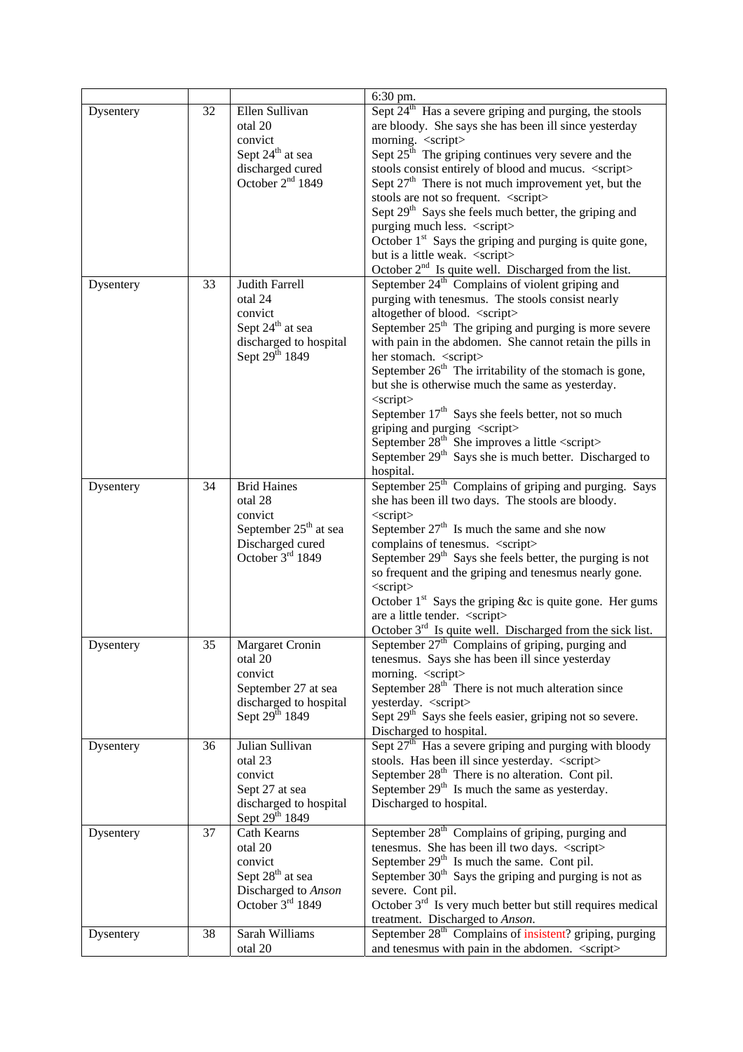| | | | 6:30 pm. |
|---|---|---|---|
| Dysentery | 32 | Ellen Sullivan<br>otal 20<br>convict<br>Sept 24th at sea<br>discharged cured<br>October 2nd 1849 | Sept 24th Has a severe griping and purging, the stools are bloody. She says she has been ill since yesterday morning. <script><br>Sept 25th The griping continues very severe and the stools consist entirely of blood and mucus. <script><br>Sept 27th There is not much improvement yet, but the stools are not so frequent. <script><br>Sept 29th Says she feels much better, the griping and purging much less. <script><br>October 1st Says the griping and purging is quite gone, but is a little weak. <script><br>October 2nd Is quite well. Discharged from the list. |
| Dysentery | 33 | Judith Farrell<br>otal 24<br>convict<br>Sept 24th at sea<br>discharged to hospital<br>Sept 29th 1849 | September 24th Complains of violent griping and purging with tenesmus. The stools consist nearly altogether of blood. <script><br>September 25th The griping and purging is more severe with pain in the abdomen. She cannot retain the pills in her stomach. <script><br>September 26th The irritability of the stomach is gone, but she is otherwise much the same as yesterday. <script><br>September 17th Says she feels better, not so much griping and purging <script><br>September 28th She improves a little <script><br>September 29th Says she is much better. Discharged to hospital. |
| Dysentery | 34 | Brid Haines<br>otal 28<br>convict<br>September 25th at sea<br>Discharged cured<br>October 3rd 1849 | September 25th Complains of griping and purging. Says she has been ill two days. The stools are bloody. <script><br>September 27th Is much the same and she now complains of tenesmus. <script><br>September 29th Says she feels better, the purging is not so frequent and the griping and tenesmus nearly gone. <script><br>October 1st Says the griping &c is quite gone. Her gums are a little tender. <script><br>October 3rd Is quite well. Discharged from the sick list. |
| Dysentery | 35 | Margaret Cronin<br>otal 20<br>convict<br>September 27 at sea<br>discharged to hospital<br>Sept 29th 1849 | September 27th Complains of griping, purging and tenesmus. Says she has been ill since yesterday morning. <script><br>September 28th There is not much alteration since yesterday. <script><br>Sept 29th Says she feels easier, griping not so severe. Discharged to hospital. |
| Dysentery | 36 | Julian Sullivan<br>otal 23<br>convict<br>Sept 27 at sea<br>discharged to hospital<br>Sept 29th 1849 | Sept 27th Has a severe griping and purging with bloody stools. Has been ill since yesterday. <script><br>September 28th There is no alteration. Cont pil.<br>September 29th Is much the same as yesterday. Discharged to hospital. |
| Dysentery | 37 | Cath Kearns<br>otal 20<br>convict<br>Sept 28th at sea<br>Discharged to *Anson*<br>October 3rd 1849 | September 28th Complains of griping, purging and tenesmus. She has been ill two days. <script><br>September 29th Is much the same. Cont pil.<br>September 30th Says the griping and purging is not as severe. Cont pil.<br>October 3rd Is very much better but still requires medical treatment. Discharged to *Anson*. |
| Dysentery | 38 | Sarah Williams<br>otal 20 | September 28th Complains of insistent? griping, purging and tenesmus with pain in the abdomen. <script> |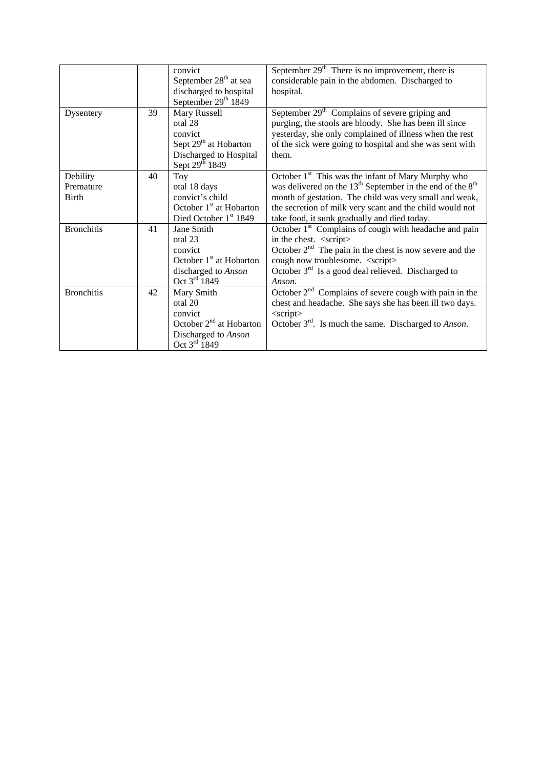| | | | |
|---|---|---|---|
| | | convict<br>September 28th at sea<br>discharged to hospital<br>September 29th 1849 | September 29th There is no improvement, there is considerable pain in the abdomen. Discharged to hospital. |
| Dysentery | 39 | Mary Russell<br>otal 28<br>convict<br>Sept 29th at Hobarton<br>Discharged to Hospital<br>Sept 29th 1849 | September 29th Complains of severe griping and purging, the stools are bloody. She has been ill since yesterday, she only complained of illness when the rest of the sick were going to hospital and she was sent with them. |
| Debility Premature Birth | 40 | Toy<br>otal 18 days<br>convict's child<br>October 1st at Hobarton<br>Died October 1st 1849 | October 1st This was the infant of Mary Murphy who was delivered on the 13th September in the end of the 8th month of gestation. The child was very small and weak, the secretion of milk very scant and the child would not take food, it sunk gradually and died today. |
| Bronchitis | 41 | Jane Smith<br>otal 23<br>convict<br>October 1st at Hobarton<br>discharged to *Anson*<br>Oct 3rd 1849 | October 1st Complains of cough with headache and pain in the chest. <script><br>October 2nd The pain in the chest is now severe and the cough now troublesome. <script><br>October 3rd Is a good deal relieved. Discharged to *Anson*. |
| Bronchitis | 42 | Mary Smith<br>otal 20<br>convict<br>October 2nd at Hobarton<br>Discharged to *Anson*<br>Oct 3rd 1849 | October 2nd Complains of severe cough with pain in the chest and headache. She says she has been ill two days. <script><br>October 3rd. Is much the same. Discharged to *Anson*. |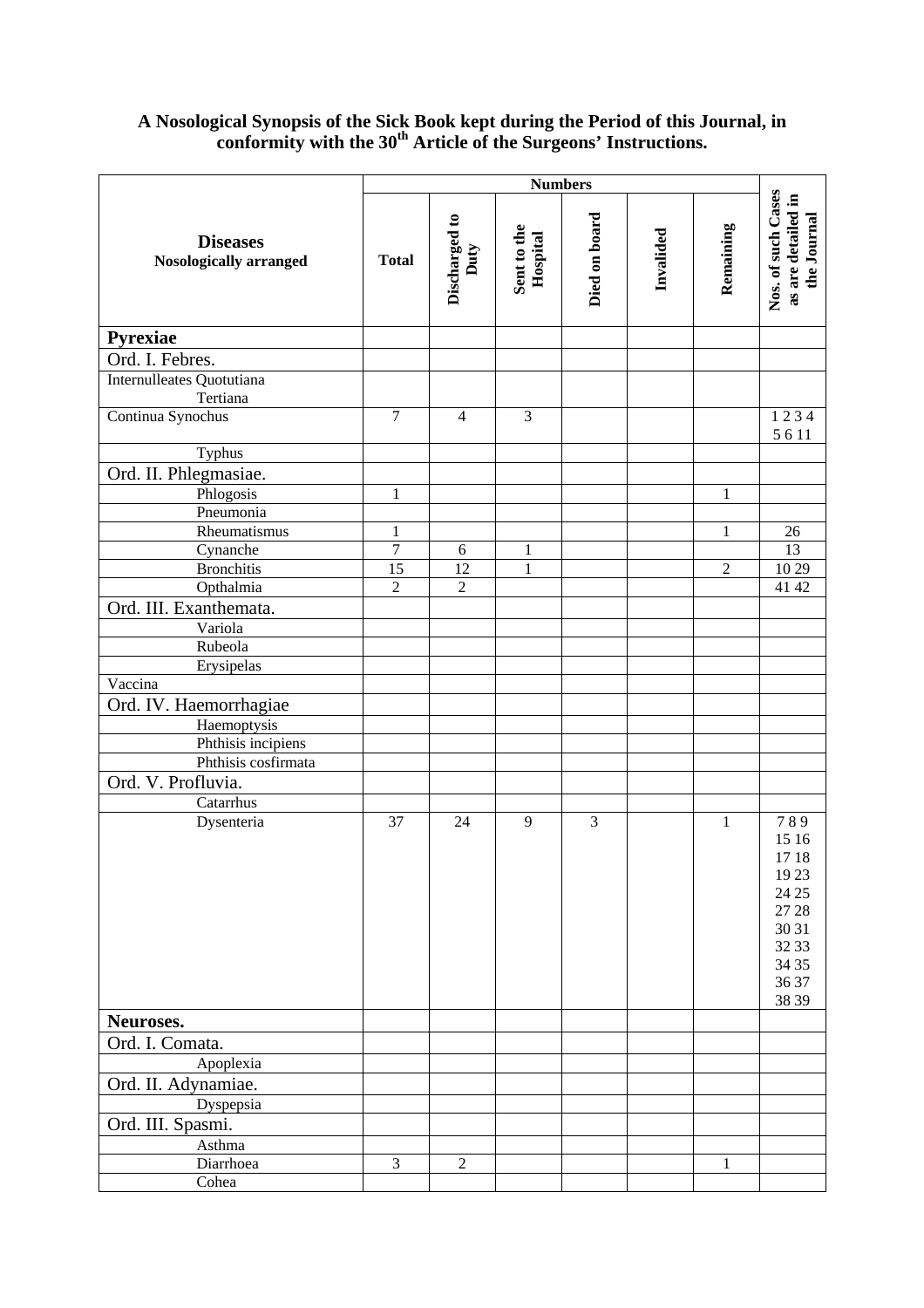### A Nosological Synopsis of the Sick Book kept during the Period of this Journal, in conformity with the 30th Article of the Surgeons' Instructions.

| Diseases Nosologically arranged | Numbers | | | | | | Nos. of such Cases as are detailed in the Journal |
|---|---|---|---|---|---|---|---|
| | Total | Discharged to Duty | Sent to the Hospital | Died on board | Invalided | Remaining | |
| **Pyrexiae** | | | | | | | |
| Ord. I. Febres. | | | | | | | |
| Internulleates Quotutiana Tertiana | | | | | | | |
| Continua Synochus | 7 | 4 | 3 | | | | 1 2 3 4 5 6 11 |
| Typhus | | | | | | | |
| Ord. II. Phlegmasiae. | | | | | | | |
| Phlogosis | 1 | | | | | 1 | |
| Pneumonia | | | | | | | |
| Rheumatismus | 1 | | | | | 1 | 26 |
| Cynanche | 7 | 6 | 1 | | | | 13 |
| Bronchitis | 15 | 12 | 1 | | | 2 | 10 29 |
| Opthalmia | 2 | 2 | | | | | 41 42 |
| Ord. III. Exanthemata. | | | | | | | |
| Variola | | | | | | | |
| Rubeola | | | | | | | |
| Erysipelas | | | | | | | |
| Vaccina | | | | | | | |
| Ord. IV. Haemorrhagiae | | | | | | | |
| Haemoptysis | | | | | | | |
| Phthisis incipiens | | | | | | | |
| Phthisis cosfirmata | | | | | | | |
| Ord. V. Profluvia. | | | | | | | |
| Catarrhus | | | | | | | |
| Dysenteria | 37 | 24 | 9 | 3 | | 1 | 7 8 9 15 16 17 18 19 23 24 25 27 28 30 31 32 33 34 35 36 37 38 39 |
| **Neuroses.** | | | | | | | |
| Ord. I. Comata. | | | | | | | |
| Apoplexia | | | | | | | |
| Ord. II. Adynamiae. | | | | | | | |
| Dyspepsia | | | | | | | |
| Ord. III. Spasmi. | | | | | | | |
| Asthma | | | | | | | |
| Diarrhoea | 3 | 2 | | | | 1 | |
| Cohea | | | | | | | |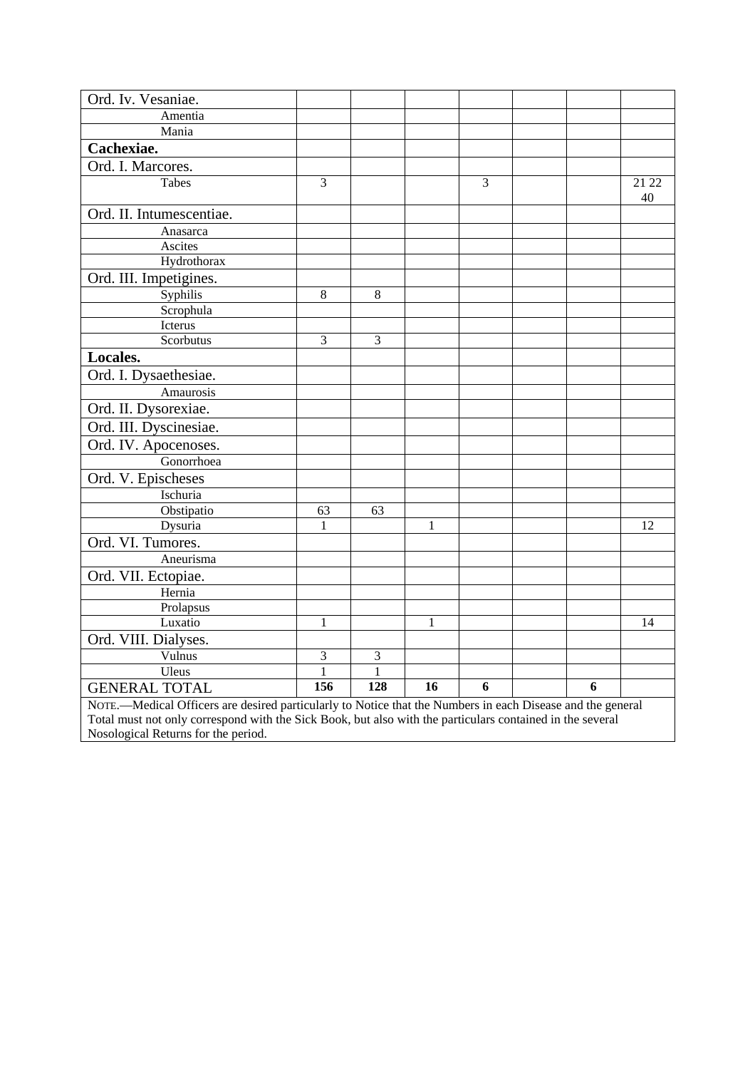| | | | | | | | |
|---|---|---|---|---|---|---|---|
| Ord. Iv. Vesaniae. | | | | | | | |
| Amentia | | | | | | | |
| Mania | | | | | | | |
| **Cachexiae.** | | | | | | | |
| Ord. I. Marcores. | | | | | | | |
| Tabes | 3 | | | 3 | | | 21 22 40 |
| Ord. II. Intumescentiae. | | | | | | | |
| Anasarca | | | | | | | |
| Ascites | | | | | | | |
| Hydrothorax | | | | | | | |
| Ord. III. Impetigines. | | | | | | | |
| Syphilis | 8 | 8 | | | | | |
| Scrophula | | | | | | | |
| Icterus | | | | | | | |
| Scorbutus | 3 | 3 | | | | | |
| **Locales.** | | | | | | | |
| Ord. I. Dysaethesiae. | | | | | | | |
| Amaurosis | | | | | | | |
| Ord. II. Dysorexiae. | | | | | | | |
| Ord. III. Dyscinesiae. | | | | | | | |
| Ord. IV. Apocenoses. | | | | | | | |
| Gonorrhoea | | | | | | | |
| Ord. V. Epischeses | | | | | | | |
| Ischuria | | | | | | | |
| Obstipatio | 63 | 63 | | | | | |
| Dysuria | 1 | | 1 | | | | 12 |
| Ord. VI. Tumores. | | | | | | | |
| Aneurisma | | | | | | | |
| Ord. VII. Ectopiae. | | | | | | | |
| Hernia | | | | | | | |
| Prolapsus | | | | | | | |
| Luxatio | 1 | | 1 | | | | 14 |
| Ord. VIII. Dialyses. | | | | | | | |
| Vulnus | 3 | 3 | | | | | |
| Uleus | 1 | 1 | | | | | |
| GENERAL TOTAL | **156** | **128** | **16** | **6** | | **6** | |

NOTE.—Medical Officers are desired particularly to Notice that the Numbers in each Disease and the general Total must not only correspond with the Sick Book, but also with the particulars contained in the several Nosological Returns for the period.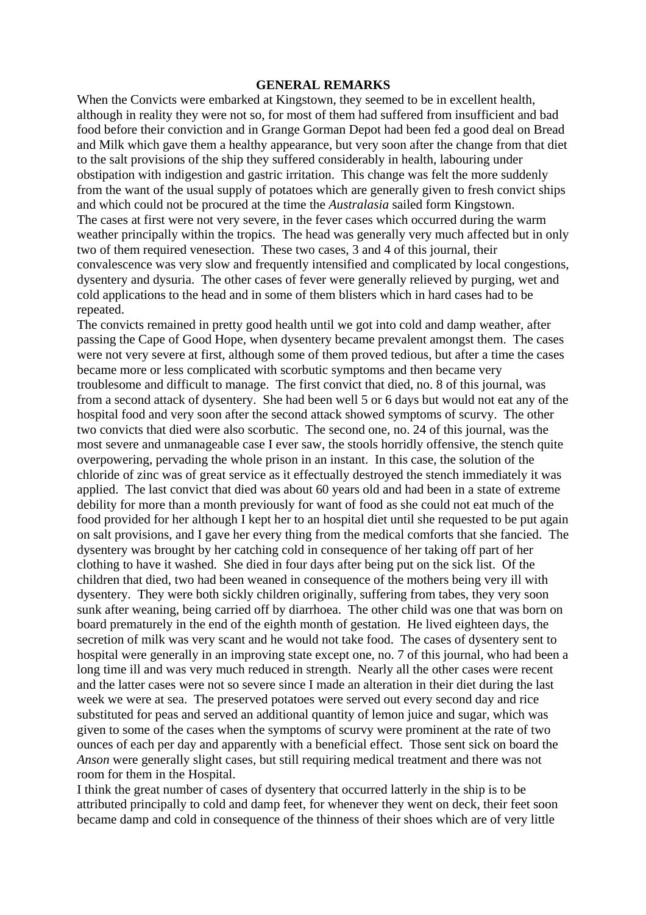**GENERAL REMARKS**

When the Convicts were embarked at Kingstown, they seemed to be in excellent health, although in reality they were not so, for most of them had suffered from insufficient and bad food before their conviction and in Grange Gorman Depot had been fed a good deal on Bread and Milk which gave them a healthy appearance, but very soon after the change from that diet to the salt provisions of the ship they suffered considerably in health, labouring under obstipation with indigestion and gastric irritation. This change was felt the more suddenly from the want of the usual supply of potatoes which are generally given to fresh convict ships and which could not be procured at the time the *Australasia* sailed form Kingstown.

The cases at first were not very severe, in the fever cases which occurred during the warm weather principally within the tropics. The head was generally very much affected but in only two of them required venesection. These two cases, 3 and 4 of this journal, their convalescence was very slow and frequently intensified and complicated by local congestions, dysentery and dysuria. The other cases of fever were generally relieved by purging, wet and cold applications to the head and in some of them blisters which in hard cases had to be repeated.

The convicts remained in pretty good health until we got into cold and damp weather, after passing the Cape of Good Hope, when dysentery became prevalent amongst them. The cases were not very severe at first, although some of them proved tedious, but after a time the cases became more or less complicated with scorbutic symptoms and then became very troublesome and difficult to manage. The first convict that died, no. 8 of this journal, was from a second attack of dysentery. She had been well 5 or 6 days but would not eat any of the hospital food and very soon after the second attack showed symptoms of scurvy. The other two convicts that died were also scorbutic. The second one, no. 24 of this journal, was the most severe and unmanageable case I ever saw, the stools horridly offensive, the stench quite overpowering, pervading the whole prison in an instant. In this case, the solution of the chloride of zinc was of great service as it effectually destroyed the stench immediately it was applied. The last convict that died was about 60 years old and had been in a state of extreme debility for more than a month previously for want of food as she could not eat much of the food provided for her although I kept her to an hospital diet until she requested to be put again on salt provisions, and I gave her every thing from the medical comforts that she fancied. The dysentery was brought by her catching cold in consequence of her taking off part of her clothing to have it washed. She died in four days after being put on the sick list. Of the children that died, two had been weaned in consequence of the mothers being very ill with dysentery. They were both sickly children originally, suffering from tabes, they very soon sunk after weaning, being carried off by diarrhoea. The other child was one that was born on board prematurely in the end of the eighth month of gestation. He lived eighteen days, the secretion of milk was very scant and he would not take food. The cases of dysentery sent to hospital were generally in an improving state except one, no. 7 of this journal, who had been a long time ill and was very much reduced in strength. Nearly all the other cases were recent and the latter cases were not so severe since I made an alteration in their diet during the last week we were at sea. The preserved potatoes were served out every second day and rice substituted for peas and served an additional quantity of lemon juice and sugar, which was given to some of the cases when the symptoms of scurvy were prominent at the rate of two ounces of each per day and apparently with a beneficial effect. Those sent sick on board the *Anson* were generally slight cases, but still requiring medical treatment and there was not room for them in the Hospital.

I think the great number of cases of dysentery that occurred latterly in the ship is to be attributed principally to cold and damp feet, for whenever they went on deck, their feet soon became damp and cold in consequence of the thinness of their shoes which are of very little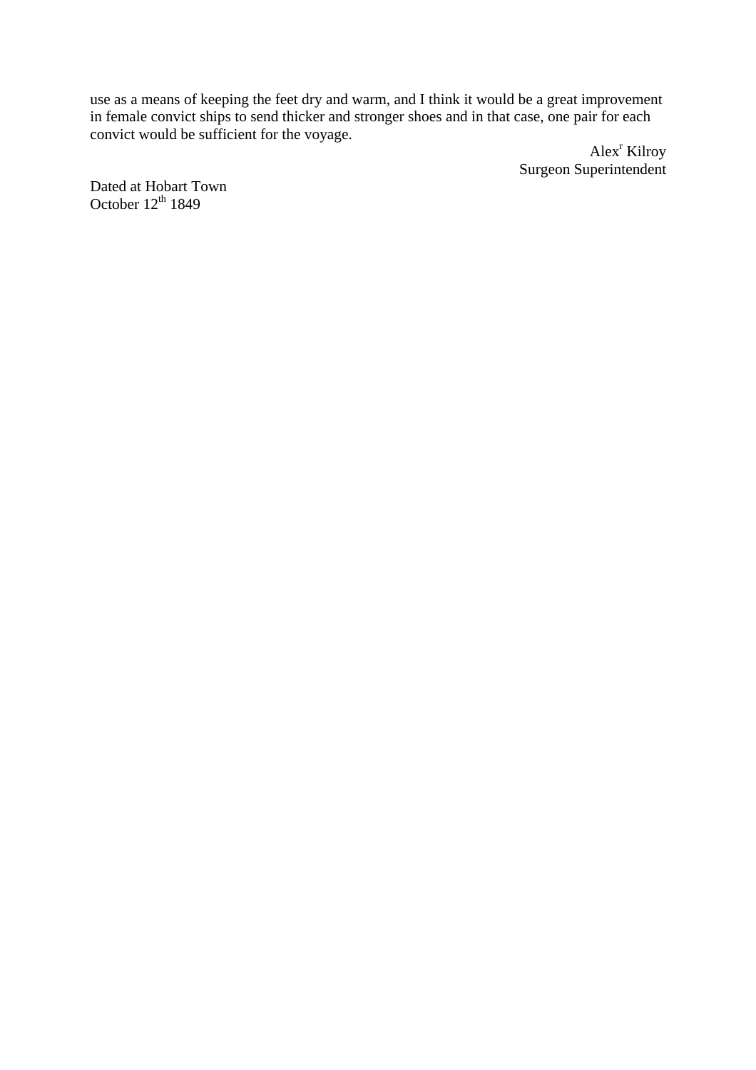use as a means of keeping the feet dry and warm, and I think it would be a great improvement in female convict ships to send thicker and stronger shoes and in that case, one pair for each convict would be sufficient for the voyage.

Alex[r] Kilroy
Surgeon Superintendent

Dated at Hobart Town
October 12[th] 1849